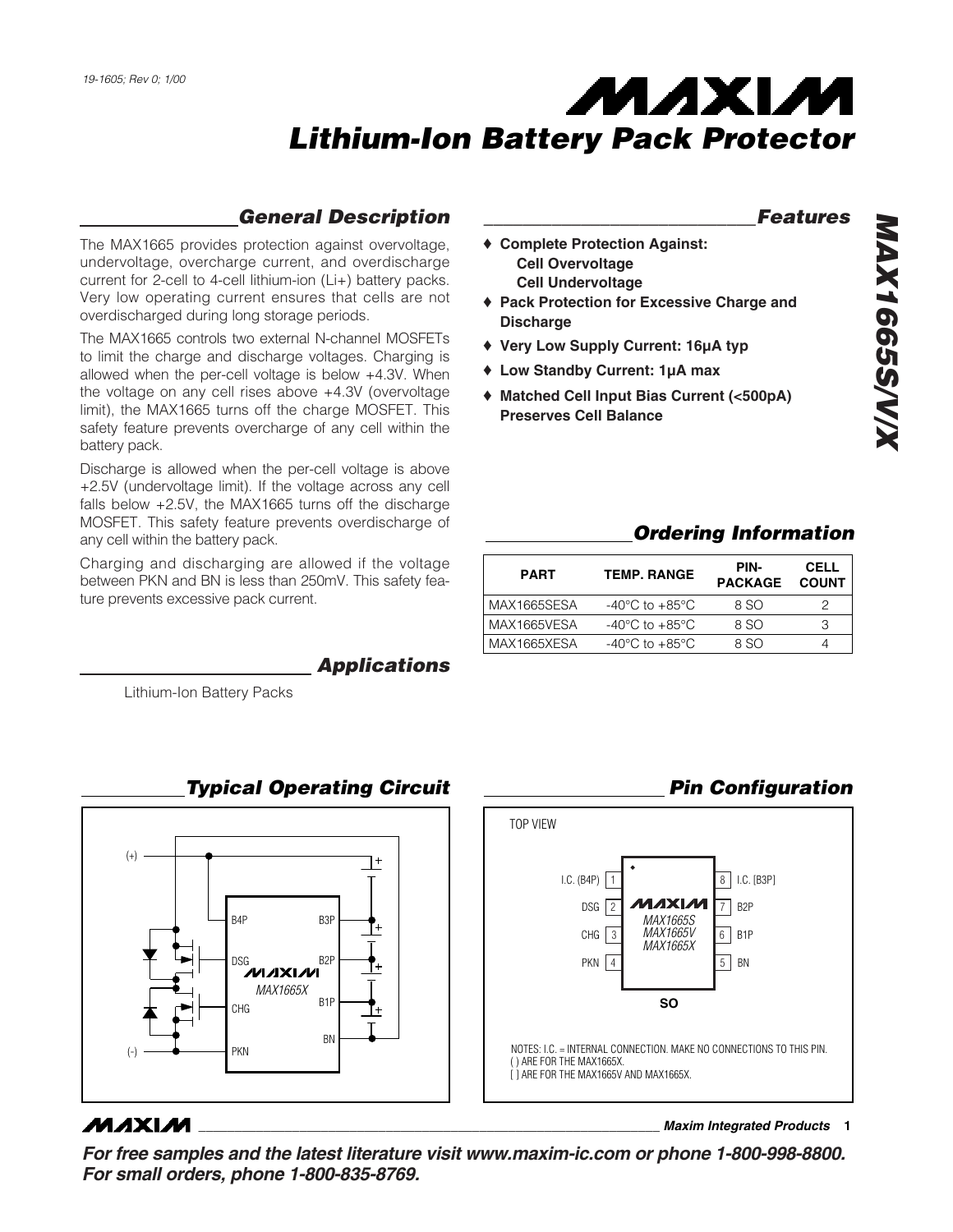19-1605; Rev 0; 1/00

# Lithium-Ion Battery Pack Protector

# MAX1665S/V/X

## General Description

The MAX1665 provides protection against overvoltage, undervoltage, overcharge current, and overdischarge current for 2-cell to 4-cell lithium-ion (Li+) battery packs. Very low operating current ensures that cells are not overdischarged during long storage periods.

The MAX1665 controls two external N-channel MOSFETs to limit the charge and discharge voltages. Charging is allowed when the per-cell voltage is below +4.3V. When the voltage on any cell rises above +4.3V (overvoltage limit), the MAX1665 turns off the charge MOSFET. This safety feature prevents overcharge of any cell within the battery pack.

Discharge is allowed when the per-cell voltage is above +2.5V (undervoltage limit). If the voltage across any cell falls below +2.5V, the MAX1665 turns off the discharge MOSFET. This safety feature prevents overdischarge of any cell within the battery pack.

Charging and discharging are allowed if the voltage between PKN and BN is less than 250mV. This safety feature prevents excessive pack current.

## Applications

Lithium-Ion Battery Packs

## Features

- ♦ **Complete Protection Against:**
  - **Cell Overvoltage**
  - **Cell Undervoltage**
- ♦ **Pack Protection for Excessive Charge and Discharge**
- ♦ **Very Low Supply Current: 16µA typ**
- ♦ **Low Standby Current: 1µA max**
- ♦ **Matched Cell Input Bias Current (<500pA) Preserves Cell Balance**

## Ordering Information

| PART | TEMP. RANGE | PIN-PACKAGE | CELL COUNT |
|---|---|---|---|
| MAX1665SESA | -40°C to +85°C | 8 SO | 2 |
| MAX1665VESA | -40°C to +85°C | 8 SO | 3 |
| MAX1665XESA | -40°C to +85°C | 8 SO | 4 |

## Typical Operating Circuit

(+) B4P B3P DSG B2P MAX1665X B1P CHG BN (-) PKN

## Pin Configuration

TOP VIEW

| Pin | Name | Pin | Name |
|---|---|---|---|
| 1 | I.C. (B4P) | 8 | I.C. [B3P] |
| 2 | DSG | 7 | B2P |
| 3 | CHG | 6 | B1P |
| 4 | PKN | 5 | BN |

MAX1665S / MAX1665V / MAX1665X

SO

NOTES: I.C. = INTERNAL CONNECTION. MAKE NO CONNECTIONS TO THIS PIN.
( ) ARE FOR THE MAX1665X.
[ ] ARE FOR THE MAX1665V AND MAX1665X.

***For free samples and the latest literature visit www.maxim-ic.com or phone 1-800-998-8800. For small orders, phone 1-800-835-8769.***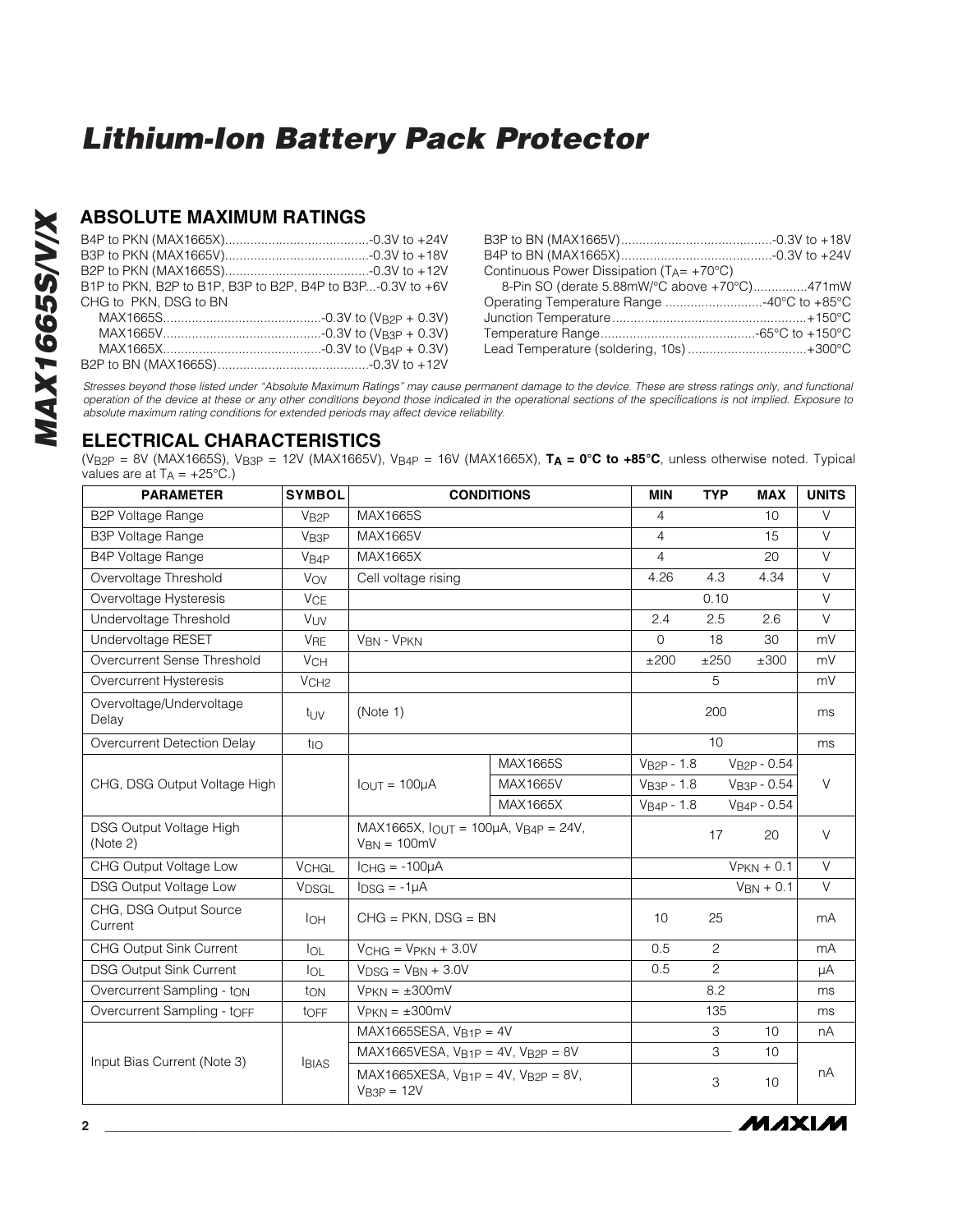## ABSOLUTE MAXIMUM RATINGS

B4P to PKN (MAX1665X)........................................-0.3V to +24V
B3P to PKN (MAX1665V)........................................-0.3V to +18V
B2P to PKN (MAX1665S)........................................-0.3V to +12V
B1P to PKN, B2P to B1P, B3P to B2P, B4P to B3P...-0.3V to +6V
CHG to PKN, DSG to BN
MAX1665S............................................-0.3V to ($V_{B2P}$ + 0.3V)
MAX1665V............................................-0.3V to ($V_{B3P}$ + 0.3V)
MAX1665X............................................-0.3V to ($V_{B4P}$ + 0.3V)
B2P to BN (MAX1665S)..........................................-0.3V to +12V
B3P to BN (MAX1665V)..........................................-0.3V to +18V
B4P to BN (MAX1665X)..........................................-0.3V to +24V
Continuous Power Dissipation ($T_A$= +70°C)
8-Pin SO (derate 5.88mW/°C above +70°C)...............471mW
Operating Temperature Range ...........................-40°C to +85°C
Junction Temperature......................................................+150°C
Temperature Range...........................................-65°C to +150°C
Lead Temperature (soldering, 10s) .................................+300°C

*Stresses beyond those listed under "Absolute Maximum Ratings" may cause permanent damage to the device. These are stress ratings only, and functional operation of the device at these or any other conditions beyond those indicated in the operational sections of the specifications is not implied. Exposure to absolute maximum rating conditions for extended periods may affect device reliability.*

## ELECTRICAL CHARACTERISTICS

($V_{B2P}$ = 8V (MAX1665S), $V_{B3P}$ = 12V (MAX1665V), $V_{B4P}$ = 16V (MAX1665X), **$T_A$ = 0°C to +85°C**, unless otherwise noted. Typical values are at $T_A$ = +25°C.)

| PARAMETER | SYMBOL | CONDITIONS | | MIN | TYP | MAX | UNITS |
|---|---|---|---|---|---|---|---|
| B2P Voltage Range | $V_{B2P}$ | MAX1665S | | 4 | | 10 | V |
| B3P Voltage Range | $V_{B3P}$ | MAX1665V | | 4 | | 15 | V |
| B4P Voltage Range | $V_{B4P}$ | MAX1665X | | 4 | | 20 | V |
| Overvoltage Threshold | $V_{OV}$ | Cell voltage rising | | 4.26 | 4.3 | 4.34 | V |
| Overvoltage Hysteresis | $V_{CE}$ | | | | 0.10 | | V |
| Undervoltage Threshold | $V_{UV}$ | | | 2.4 | 2.5 | 2.6 | V |
| Undervoltage RESET | $V_{RE}$ | $V_{BN}$ - $V_{PKN}$ | | 0 | 18 | 30 | mV |
| Overcurrent Sense Threshold | $V_{CH}$ | | | ±200 | ±250 | ±300 | mV |
| Overcurrent Hysteresis | $V_{CH2}$ | | | | 5 | | mV |
| Overvoltage/Undervoltage Delay | $t_{UV}$ | (Note 1) | | | 200 | | ms |
| Overcurrent Detection Delay | $t_{IO}$ | | | | 10 | | ms |
| CHG, DSG Output Voltage High | | $I_{OUT}$ = 100µA | MAX1665S | $V_{B2P}$ - 1.8 | | $V_{B2P}$ - 0.54 | V |
| | | | MAX1665V | $V_{B3P}$ - 1.8 | | $V_{B3P}$ - 0.54 | |
| | | | MAX1665X | $V_{B4P}$ - 1.8 | | $V_{B4P}$ - 0.54 | |
| DSG Output Voltage High (Note 2) | | MAX1665X, $I_{OUT}$ = 100µA, $V_{B4P}$ = 24V, $V_{BN}$ = 100mV | | | 17 | 20 | V |
| CHG Output Voltage Low | $V_{CHGL}$ | $I_{CHG}$ = -100µA | | | | $V_{PKN}$ + 0.1 | V |
| DSG Output Voltage Low | $V_{DSGL}$ | $I_{DSG}$ = -1µA | | | | $V_{BN}$ + 0.1 | V |
| CHG, DSG Output Source Current | $I_{OH}$ | CHG = PKN, DSG = BN | | 10 | 25 | | mA |
| CHG Output Sink Current | $I_{OL}$ | $V_{CHG}$ = $V_{PKN}$ + 3.0V | | 0.5 | 2 | | mA |
| DSG Output Sink Current | $I_{OL}$ | $V_{DSG}$ = $V_{BN}$ + 3.0V | | 0.5 | 2 | | µA |
| Overcurrent Sampling - $t_{ON}$ | $t_{ON}$ | $V_{PKN}$ = ±300mV | | | 8.2 | | ms |
| Overcurrent Sampling - $t_{OFF}$ | $t_{OFF}$ | $V_{PKN}$ = ±300mV | | | 135 | | ms |
| Input Bias Current (Note 3) | $I_{BIAS}$ | MAX1665SESA, $V_{B1P}$ = 4V | | | 3 | 10 | nA |
| | | MAX1665VESA, $V_{B1P}$ = 4V, $V_{B2P}$ = 8V | | | 3 | 10 | nA |
| | | MAX1665XESA, $V_{B1P}$ = 4V, $V_{B2P}$ = 8V, $V_{B3P}$ = 12V | | | 3 | 10 | |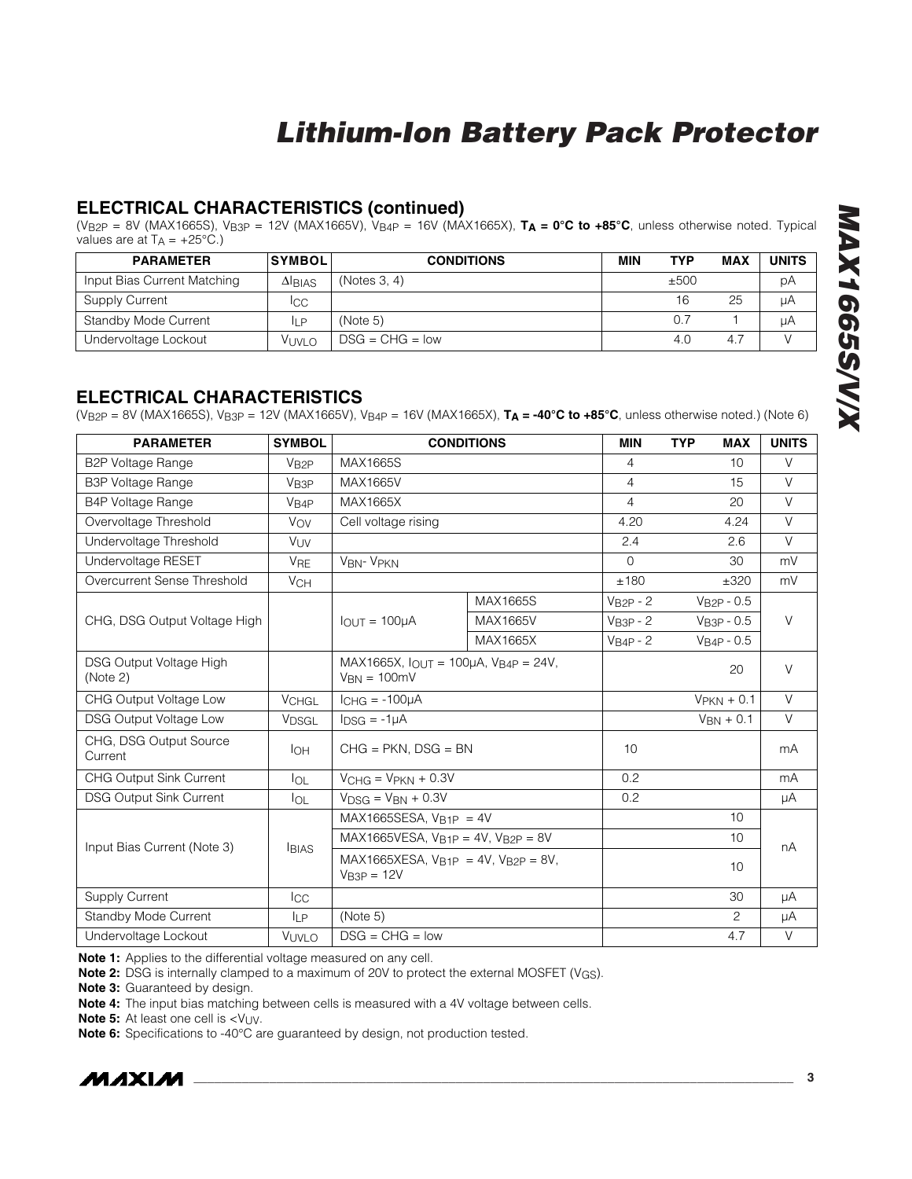## ELECTRICAL CHARACTERISTICS (continued)

($V_{B2P}$ = 8V (MAX1665S), $V_{B3P}$ = 12V (MAX1665V), $V_{B4P}$ = 16V (MAX1665X), **$T_A$ = 0°C to +85°C**, unless otherwise noted. Typical values are at $T_A$ = +25°C.)

| PARAMETER | SYMBOL | CONDITIONS | MIN | TYP | MAX | UNITS |
|---|---|---|---|---|---|---|
| Input Bias Current Matching | $\Delta I_{BIAS}$ | (Notes 3, 4) | | ±500 | | pA |
| Supply Current | $I_{CC}$ | | | 16 | 25 | µA |
| Standby Mode Current | $I_{LP}$ | (Note 5) | | 0.7 | 1 | µA |
| Undervoltage Lockout | $V_{UVLO}$ | DSG = CHG = low | | 4.0 | 4.7 | V |

## ELECTRICAL CHARACTERISTICS

($V_{B2P}$ = 8V (MAX1665S), $V_{B3P}$ = 12V (MAX1665V), $V_{B4P}$ = 16V (MAX1665X), **$T_A$ = -40°C to +85°C**, unless otherwise noted.) (Note 6)

| PARAMETER | SYMBOL | CONDITIONS | | MIN | TYP | MAX | UNITS |
|---|---|---|---|---|---|---|---|
| B2P Voltage Range | $V_{B2P}$ | MAX1665S | | 4 | | 10 | V |
| B3P Voltage Range | $V_{B3P}$ | MAX1665V | | 4 | | 15 | V |
| B4P Voltage Range | $V_{B4P}$ | MAX1665X | | 4 | | 20 | V |
| Overvoltage Threshold | $V_{OV}$ | Cell voltage rising | | 4.20 | | 4.24 | V |
| Undervoltage Threshold | $V_{UV}$ | | | 2.4 | | 2.6 | V |
| Undervoltage RESET | $V_{RE}$ | $V_{BN}$- $V_{PKN}$ | | 0 | | 30 | mV |
| Overcurrent Sense Threshold | $V_{CH}$ | | | ±180 | | ±320 | mV |
| CHG, DSG Output Voltage High | | $I_{OUT}$ = 100µA | MAX1665S | $V_{B2P}$ - 2 | | $V_{B2P}$ - 0.5 | V |
| | | | MAX1665V | $V_{B3P}$ - 2 | | $V_{B3P}$ - 0.5 | |
| | | | MAX1665X | $V_{B4P}$ - 2 | | $V_{B4P}$ - 0.5 | |
| DSG Output Voltage High (Note 2) | | MAX1665X, $I_{OUT}$ = 100µA, $V_{B4P}$ = 24V, $V_{BN}$ = 100mV | | | | 20 | V |
| CHG Output Voltage Low | $V_{CHGL}$ | $I_{CHG}$ = -100µA | | | | $V_{PKN}$ + 0.1 | V |
| DSG Output Voltage Low | $V_{DSGL}$ | $I_{DSG}$ = -1µA | | | | $V_{BN}$ + 0.1 | V |
| CHG, DSG Output Source Current | $I_{OH}$ | CHG = PKN, DSG = BN | | 10 | | | mA |
| CHG Output Sink Current | $I_{OL}$ | $V_{CHG}$ = $V_{PKN}$ + 0.3V | | 0.2 | | | mA |
| DSG Output Sink Current | $I_{OL}$ | $V_{DSG}$ = $V_{BN}$ + 0.3V | | 0.2 | | | µA |
| Input Bias Current (Note 3) | $I_{BIAS}$ | MAX1665SESA, $V_{B1P}$ = 4V | | | | 10 | nA |
| | | MAX1665VESA, $V_{B1P}$ = 4V, $V_{B2P}$ = 8V | | | | 10 | |
| | | MAX1665XESA, $V_{B1P}$ = 4V, $V_{B2P}$ = 8V, $V_{B3P}$ = 12V | | | | 10 | |
| Supply Current | $I_{CC}$ | | | | | 30 | µA |
| Standby Mode Current | $I_{LP}$ | (Note 5) | | | | 2 | µA |
| Undervoltage Lockout | $V_{UVLO}$ | DSG = CHG = low | | | | 4.7 | V |

**Note 1:** Applies to the differential voltage measured on any cell.

**Note 2:** DSG is internally clamped to a maximum of 20V to protect the external MOSFET ($V_{GS}$).

**Note 3:** Guaranteed by design.

**Note 4:** The input bias matching between cells is measured with a 4V voltage between cells.

**Note 5:** At least one cell is $<V_{UV}$.

**Note 6:** Specifications to -40°C are guaranteed by design, not production tested.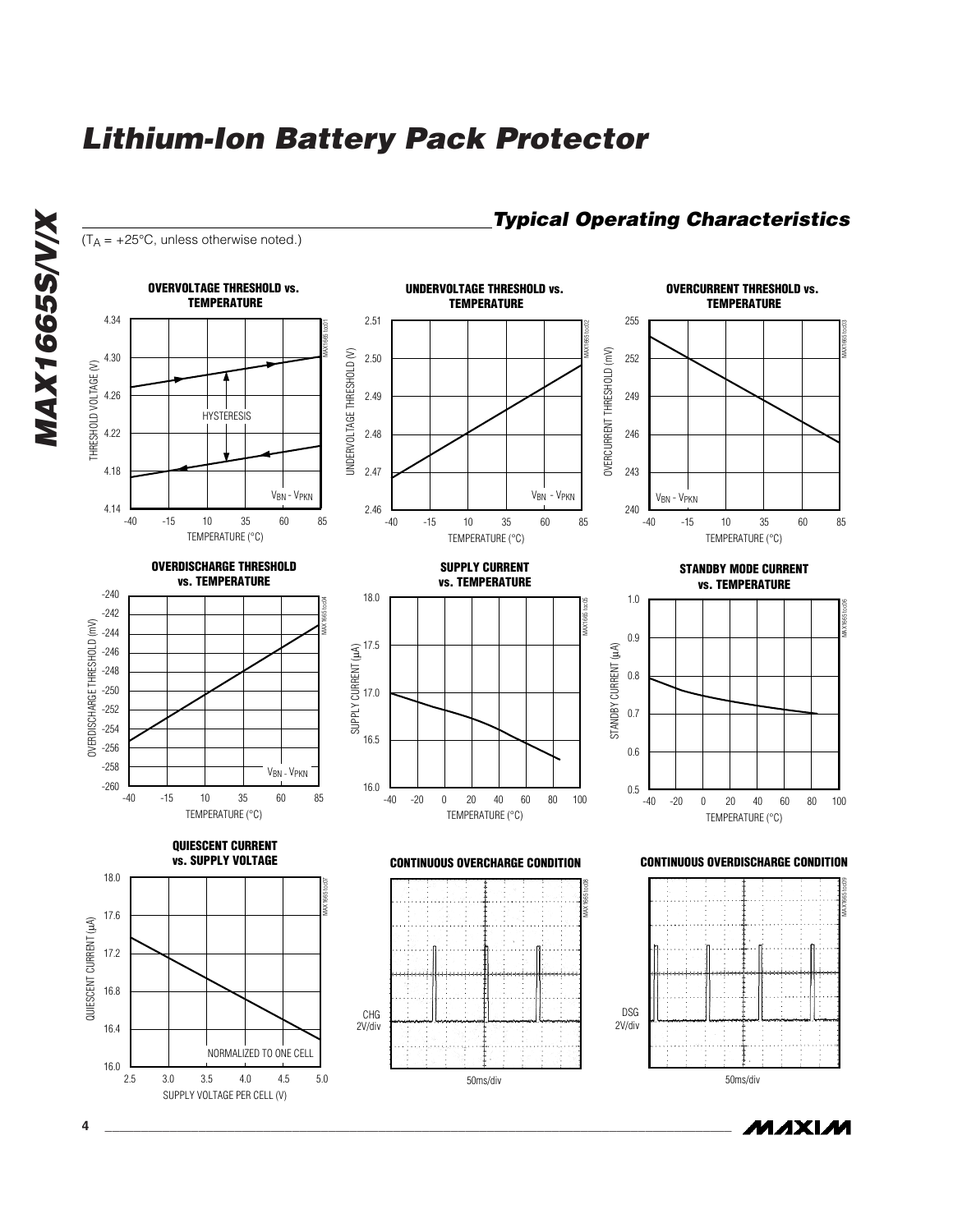## Typical Operating Characteristics

($T_A$ = +25°C, unless otherwise noted.)

**OVERVOLTAGE THRESHOLD vs. TEMPERATURE**

**UNDERVOLTAGE THRESHOLD vs. TEMPERATURE**

**OVERCURRENT THRESHOLD vs. TEMPERATURE**

**OVERDISCHARGE THRESHOLD vs. TEMPERATURE**

**SUPPLY CURRENT vs. TEMPERATURE**

**STANDBY MODE CURRENT vs. TEMPERATURE**

**QUIESCENT CURRENT vs. SUPPLY VOLTAGE**

**CONTINUOUS OVERCHARGE CONDITION**

**CONTINUOUS OVERDISCHARGE CONDITION**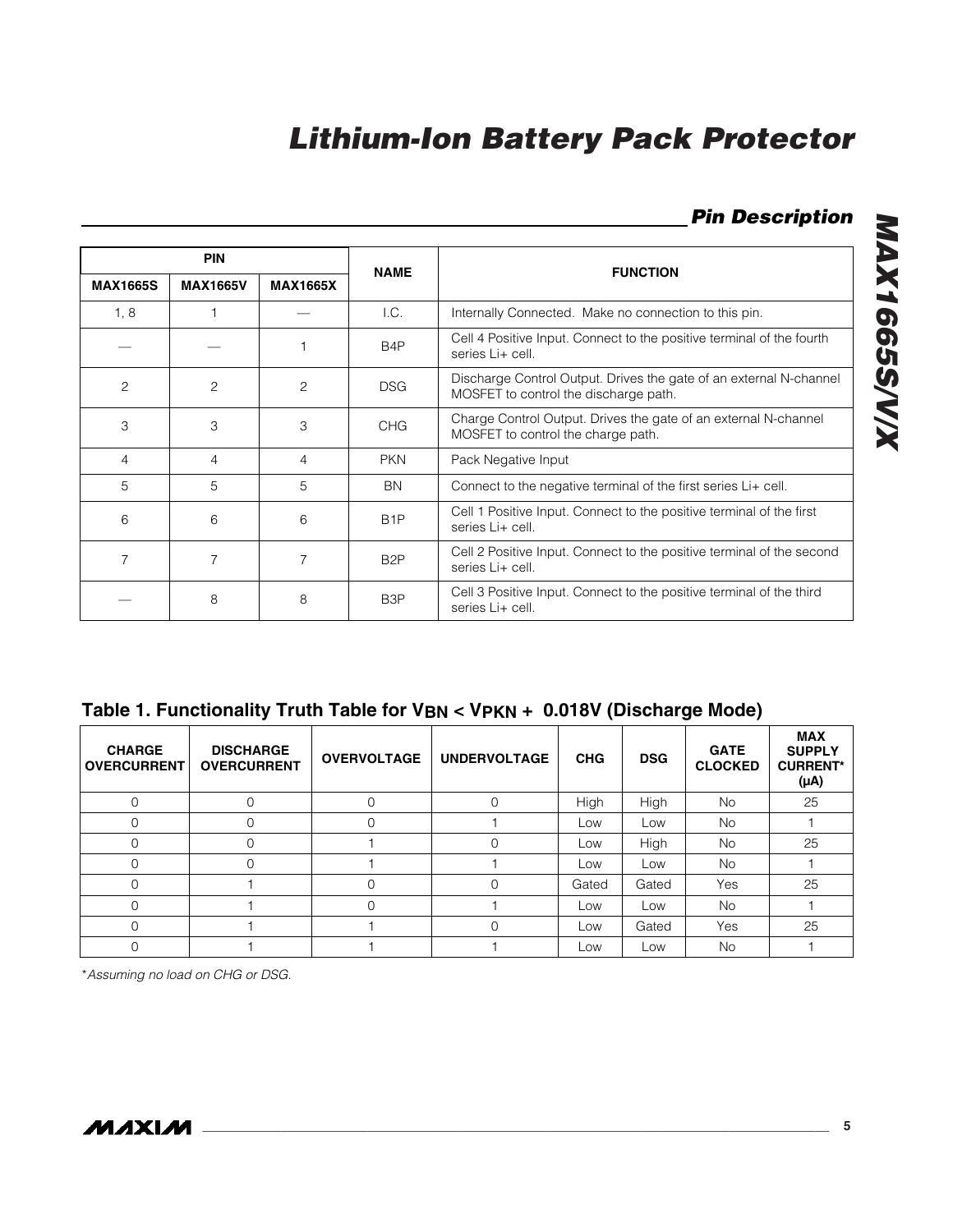## Pin Description

| PIN | | | NAME | FUNCTION |
|---|---|---|---|---|
| MAX1665S | MAX1665V | MAX1665X | | |
| 1, 8 | 1 | — | I.C. | Internally Connected. Make no connection to this pin. |
| — | — | 1 | B4P | Cell 4 Positive Input. Connect to the positive terminal of the fourth series Li+ cell. |
| 2 | 2 | 2 | DSG | Discharge Control Output. Drives the gate of an external N-channel MOSFET to control the discharge path. |
| 3 | 3 | 3 | CHG | Charge Control Output. Drives the gate of an external N-channel MOSFET to control the charge path. |
| 4 | 4 | 4 | PKN | Pack Negative Input |
| 5 | 5 | 5 | BN | Connect to the negative terminal of the first series Li+ cell. |
| 6 | 6 | 6 | B1P | Cell 1 Positive Input. Connect to the positive terminal of the first series Li+ cell. |
| 7 | 7 | 7 | B2P | Cell 2 Positive Input. Connect to the positive terminal of the second series Li+ cell. |
| — | 8 | 8 | B3P | Cell 3 Positive Input. Connect to the positive terminal of the third series Li+ cell. |

## Table 1. Functionality Truth Table for $V_{BN} < V_{PKN} + 0.018V$ (Discharge Mode)

| CHARGE OVERCURRENT | DISCHARGE OVERCURRENT | OVERVOLTAGE | UNDERVOLTAGE | CHG | DSG | GATE CLOCKED | MAX SUPPLY CURRENT* (µA) |
|---|---|---|---|---|---|---|---|
| 0 | 0 | 0 | 0 | High | High | No | 25 |
| 0 | 0 | 0 | 1 | Low | Low | No | 1 |
| 0 | 0 | 1 | 0 | Low | High | No | 25 |
| 0 | 0 | 1 | 1 | Low | Low | No | 1 |
| 0 | 1 | 0 | 0 | Gated | Gated | Yes | 25 |
| 0 | 1 | 0 | 1 | Low | Low | No | 1 |
| 0 | 1 | 1 | 0 | Low | Gated | Yes | 25 |
| 0 | 1 | 1 | 1 | Low | Low | No | 1 |

*Assuming no load on CHG or DSG.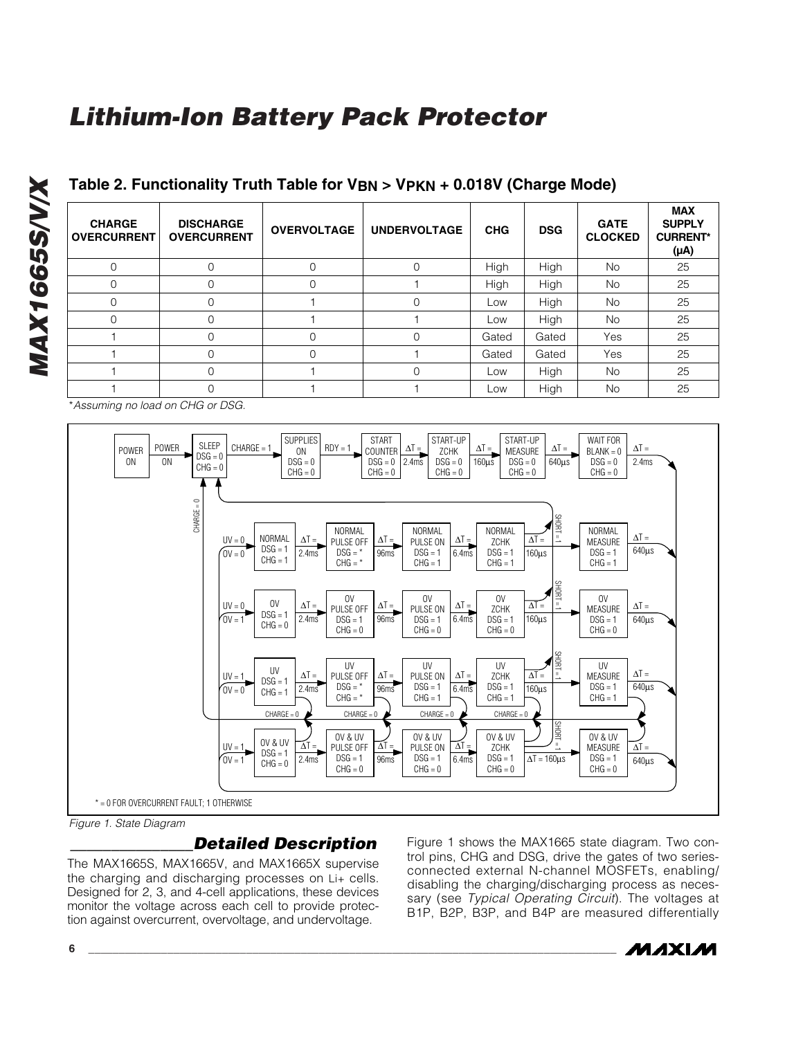# Lithium-Ion Battery Pack Protector

**Table 2. Functionality Truth Table for $V_{BN} > V_{PKN} + 0.018V$ (Charge Mode)**

| CHARGE OVERCURRENT | DISCHARGE OVERCURRENT | OVERVOLTAGE | UNDERVOLTAGE | CHG | DSG | GATE CLOCKED | MAX SUPPLY CURRENT* (µA) |
|---|---|---|---|---|---|---|---|
| 0 | 0 | 0 | 0 | High | High | No | 25 |
| 0 | 0 | 0 | 1 | High | High | No | 25 |
| 0 | 0 | 1 | 0 | Low | High | No | 25 |
| 0 | 0 | 1 | 1 | Low | High | No | 25 |
| 1 | 0 | 0 | 0 | Gated | Gated | Yes | 25 |
| 1 | 0 | 0 | 1 | Gated | Gated | Yes | 25 |
| 1 | 0 | 1 | 0 | Low | High | No | 25 |
| 1 | 0 | 1 | 1 | Low | High | No | 25 |

*Assuming no load on CHG or DSG.

Figure 1. State Diagram

## Detailed Description

The MAX1665S, MAX1665V, and MAX1665X supervise the charging and discharging processes on Li+ cells. Designed for 2, 3, and 4-cell applications, these devices monitor the voltage across each cell to provide protection against overcurrent, overvoltage, and undervoltage.

Figure 1 shows the MAX1665 state diagram. Two control pins, CHG and DSG, drive the gates of two series-connected external N-channel MOSFETs, enabling/disabling the charging/discharging process as necessary (see *Typical Operating Circuit*). The voltages at B1P, B2P, B3P, and B4P are measured differentially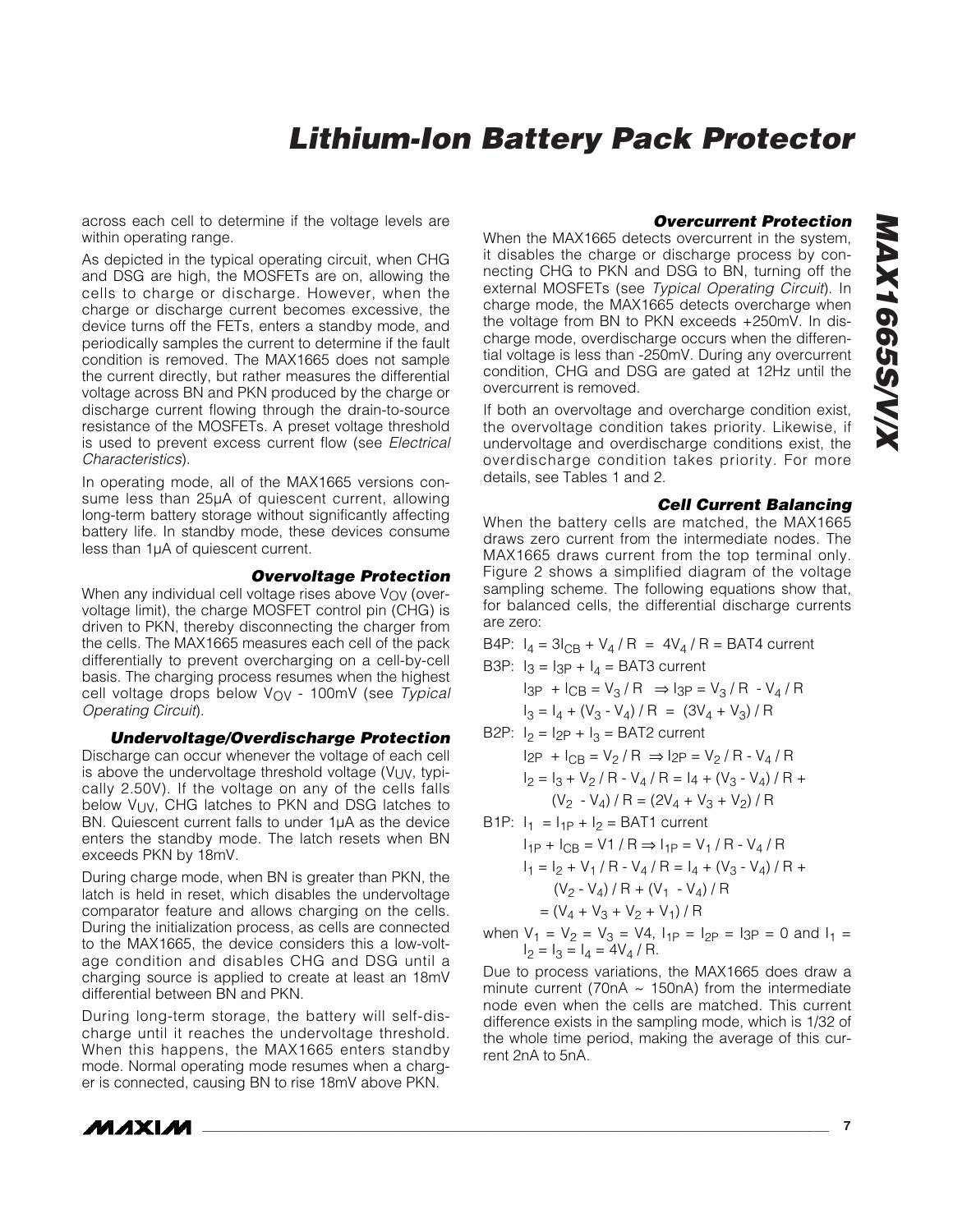across each cell to determine if the voltage levels are within operating range.

As depicted in the typical operating circuit, when CHG and DSG are high, the MOSFETs are on, allowing the cells to charge or discharge. However, when the charge or discharge current becomes excessive, the device turns off the FETs, enters a standby mode, and periodically samples the current to determine if the fault condition is removed. The MAX1665 does not sample the current directly, but rather measures the differential voltage across BN and PKN produced by the charge or discharge current flowing through the drain-to-source resistance of the MOSFETs. A preset voltage threshold is used to prevent excess current flow (see *Electrical Characteristics*).

In operating mode, all of the MAX1665 versions consume less than 25µA of quiescent current, allowing long-term battery storage without significantly affecting battery life. In standby mode, these devices consume less than 1µA of quiescent current.

### Overvoltage Protection

When any individual cell voltage rises above $V_{OV}$ (overvoltage limit), the charge MOSFET control pin (CHG) is driven to PKN, thereby disconnecting the charger from the cells. The MAX1665 measures each cell of the pack differentially to prevent overcharging on a cell-by-cell basis. The charging process resumes when the highest cell voltage drops below $V_{OV}$ - 100mV (see *Typical Operating Circuit*).

### Undervoltage/Overdischarge Protection

Discharge can occur whenever the voltage of each cell is above the undervoltage threshold voltage ($V_{UV}$, typically 2.50V). If the voltage on any of the cells falls below $V_{UV}$, CHG latches to PKN and DSG latches to BN. Quiescent current falls to under 1µA as the device enters the standby mode. The latch resets when BN exceeds PKN by 18mV.

During charge mode, when BN is greater than PKN, the latch is held in reset, which disables the undervoltage comparator feature and allows charging on the cells. During the initialization process, as cells are connected to the MAX1665, the device considers this a low-voltage condition and disables CHG and DSG until a charging source is applied to create at least an 18mV differential between BN and PKN.

During long-term storage, the battery will self-discharge until it reaches the undervoltage threshold. When this happens, the MAX1665 enters standby mode. Normal operating mode resumes when a charger is connected, causing BN to rise 18mV above PKN.

### Overcurrent Protection

When the MAX1665 detects overcurrent in the system, it disables the charge or discharge process by connecting CHG to PKN and DSG to BN, turning off the external MOSFETs (see *Typical Operating Circuit*). In charge mode, the MAX1665 detects overcharge when the voltage from BN to PKN exceeds +250mV. In discharge mode, overdischarge occurs when the differential voltage is less than -250mV. During any overcurrent condition, CHG and DSG are gated at 12Hz until the overcurrent is removed.

If both an overvoltage and overcharge condition exist, the overvoltage condition takes priority. Likewise, if undervoltage and overdischarge conditions exist, the overdischarge condition takes priority. For more details, see Tables 1 and 2.

### Cell Current Balancing

When the battery cells are matched, the MAX1665 draws zero current from the intermediate nodes. The MAX1665 draws current from the top terminal only. Figure 2 shows a simplified diagram of the voltage sampling scheme. The following equations show that, for balanced cells, the differential discharge currents are zero:

B4P: $I_4 = 3I_{CB} + V_4 / R = 4V_4 / R$ = BAT4 current

B3P: $I_3 = I_{3P} + I_4$ = BAT3 current

$$I_{3P} + I_{CB} = V_3 / R \Rightarrow I_{3P} = V_3 / R - V_4 / R$$

$$I_3 = I_4 + (V_3 - V_4) / R = (3V_4 + V_3) / R$$

B2P: $I_2 = I_{2P} + I_3$ = BAT2 current

$$I_{2P} + I_{CB} = V_2 / R \Rightarrow I_{2P} = V_2 / R - V_4 / R$$

$$I_2 = I_3 + V_2 / R - V_4 / R = I_4 + (V_3 - V_4) / R + (V_2 - V_4) / R = (2V_4 + V_3 + V_2) / R$$

B1P: $I_1 = I_{1P} + I_2$ = BAT1 current

$$I_{1P} + I_{CB} = V1 / R \Rightarrow I_{1P} = V_1 / R - V_4 / R$$

$$I_1 = I_2 + V_1 / R - V_4 / R = I_4 + (V_3 - V_4) / R + (V_2 - V_4) / R + (V_1 - V_4) / R$$

$$= (V_4 + V_3 + V_2 + V_1) / R$$

when $V_1 = V_2 = V_3 = V4$, $I_{1P} = I_{2P} = I_{3P} = 0$ and $I_1 = I_2 = I_3 = I_4 = 4V_4 / R$.

Due to process variations, the MAX1665 does draw a minute current (70nA ~ 150nA) from the intermediate node even when the cells are matched. This current difference exists in the sampling mode, which is 1/32 of the whole time period, making the average of this current 2nA to 5nA.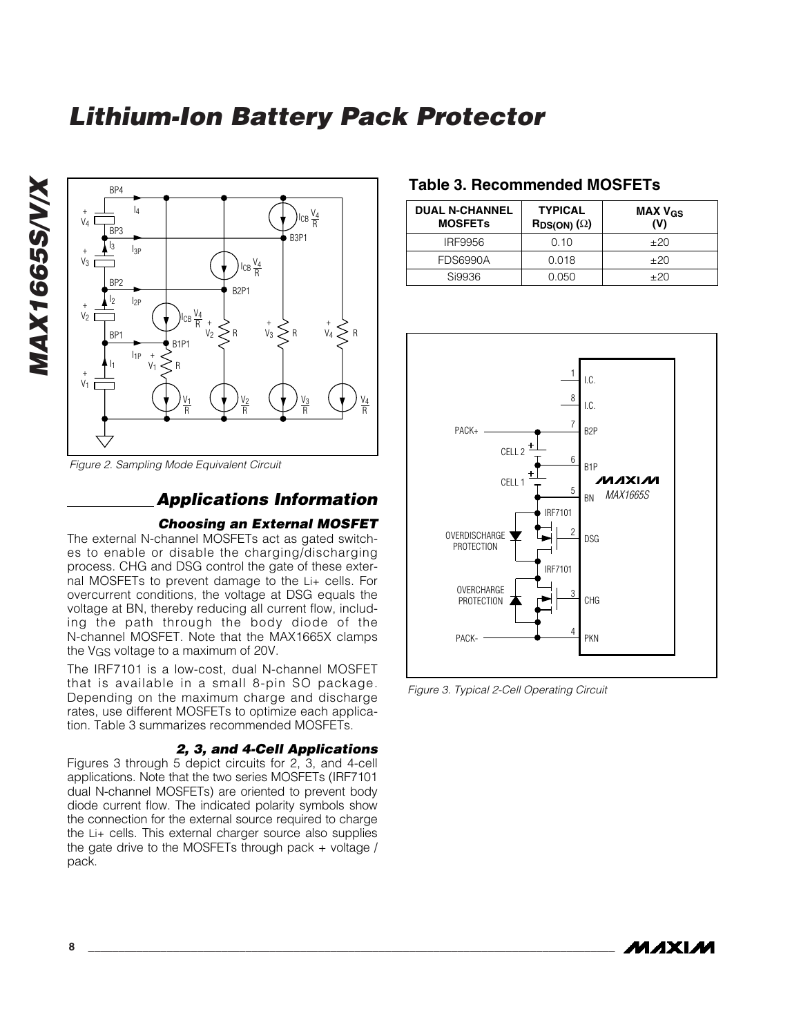# Lithium-Ion Battery Pack Protector

Figure 2. Sampling Mode Equivalent Circuit

## Applications Information

### Choosing an External MOSFET

The external N-channel MOSFETs act as gated switches to enable or disable the charging/discharging process. CHG and DSG control the gate of these external MOSFETs to prevent damage to the Li+ cells. For overcurrent conditions, the voltage at DSG equals the voltage at BN, thereby reducing all current flow, including the path through the body diode of the N-channel MOSFET. Note that the MAX1665X clamps the $V_{GS}$ voltage to a maximum of 20V.

The IRF7101 is a low-cost, dual N-channel MOSFET that is available in a small 8-pin SO package. Depending on the maximum charge and discharge rates, use different MOSFETs to optimize each application. Table 3 summarizes recommended MOSFETs.

### 2, 3, and 4-Cell Applications

Figures 3 through 5 depict circuits for 2, 3, and 4-cell applications. Note that the two series MOSFETs (IRF7101 dual N-channel MOSFETs) are oriented to prevent body diode current flow. The indicated polarity symbols show the connection for the external source required to charge the Li+ cells. This external charger source also supplies the gate drive to the MOSFETs through pack + voltage / pack.

### Table 3. Recommended MOSFETs

| DUAL N-CHANNEL MOSFETs | TYPICAL $R_{DS(ON)}$ (Ω) | MAX $V_{GS}$ (V) |
|---|---|---|
| IRF9956 | 0.10 | ±20 |
| FDS6990A | 0.018 | ±20 |
| Si9936 | 0.050 | ±20 |

Figure 3. Typical 2-Cell Operating Circuit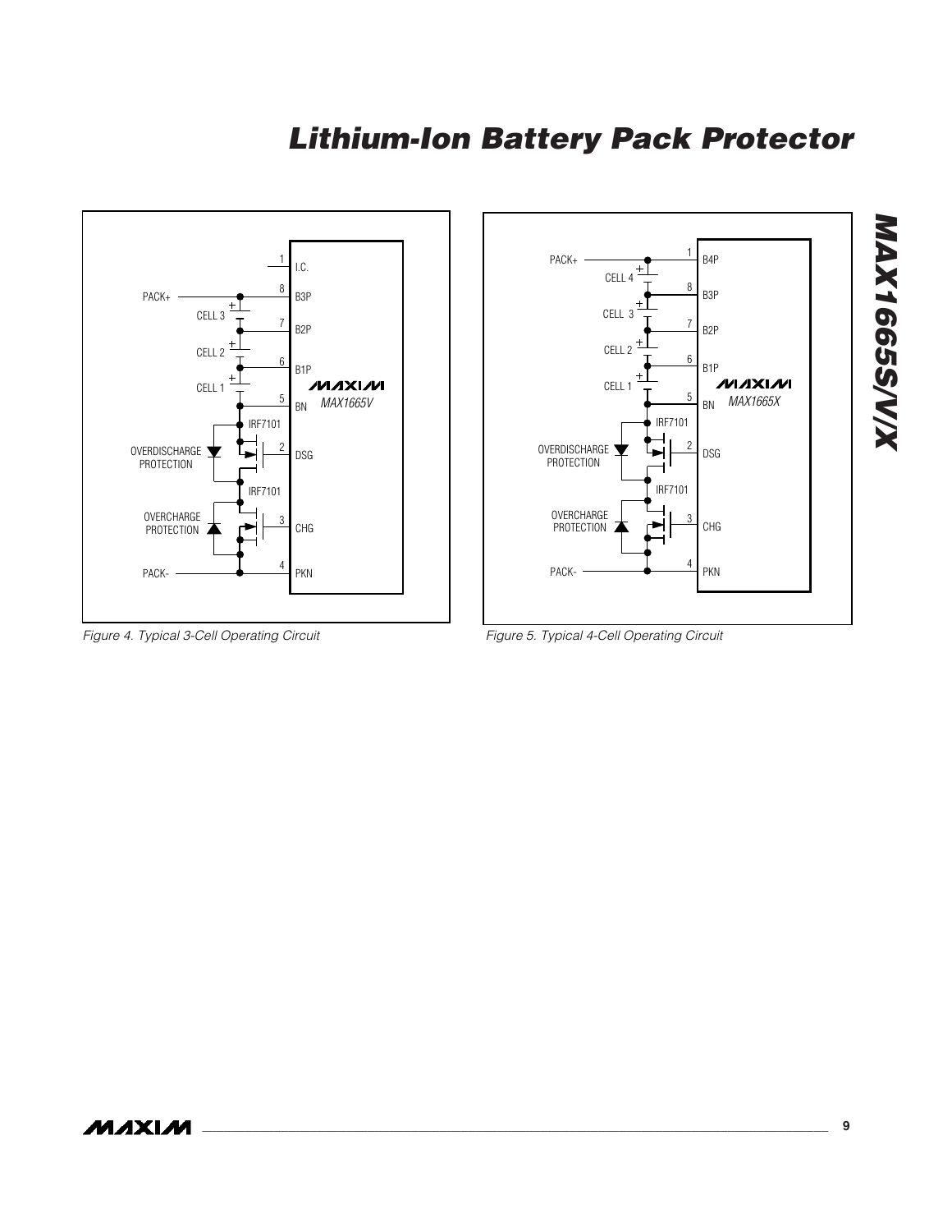Figure 4. Typical 3-Cell Operating Circuit

Figure 5. Typical 4-Cell Operating Circuit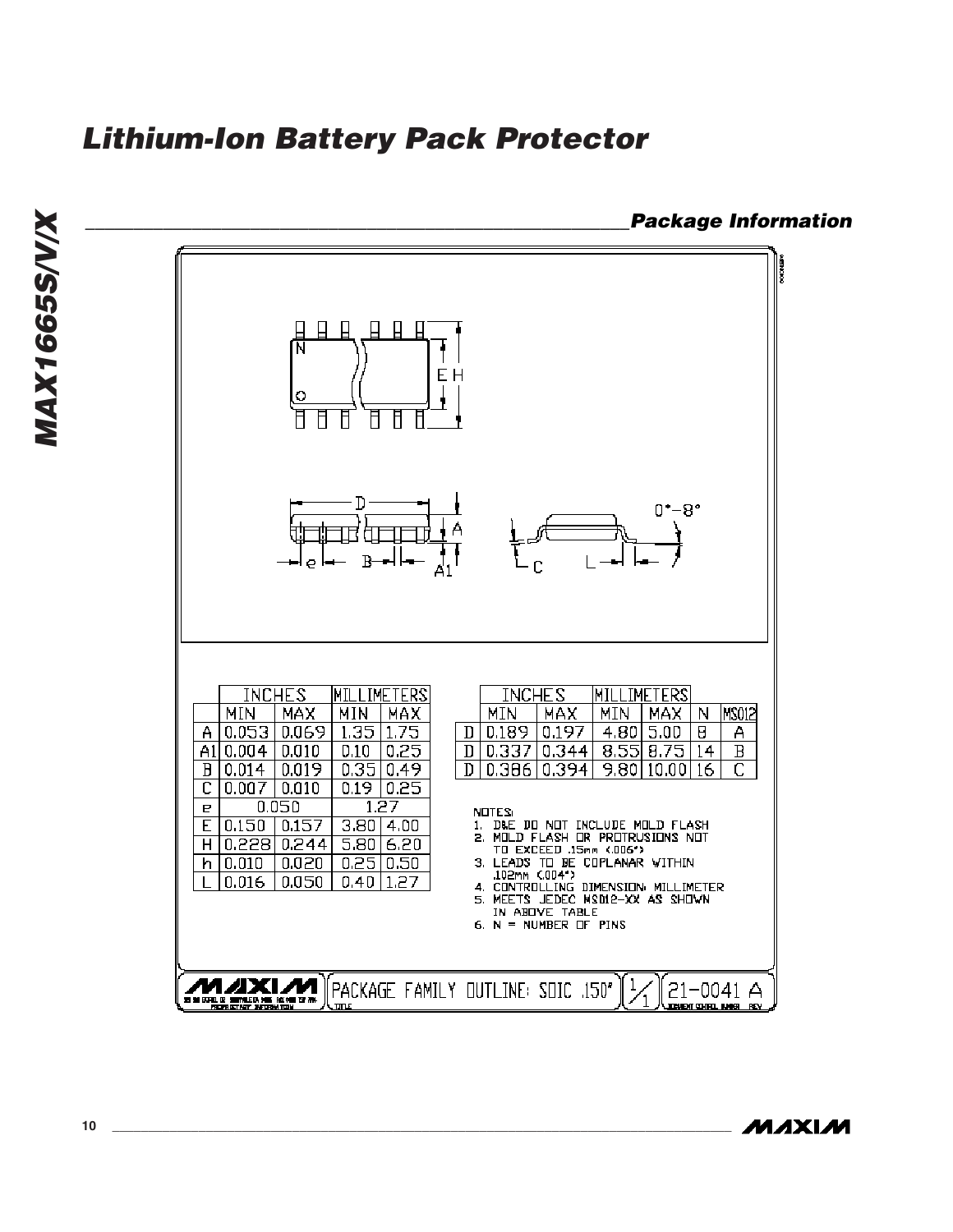## Package Information

|  | INCHES |  | MILLIMETERS |  |
|---|---|---|---|---|
|  | MIN | MAX | MIN | MAX |
| A | 0.053 | 0.069 | 1.35 | 1.75 |
| A1 | 0.004 | 0.010 | 0.10 | 0.25 |
| B | 0.014 | 0.019 | 0.35 | 0.49 |
| C | 0.007 | 0.010 | 0.19 | 0.25 |
| e | 0.050 |  | 1.27 |  |
| E | 0.150 | 0.157 | 3.80 | 4.00 |
| H | 0.228 | 0.244 | 5.80 | 6.20 |
| h | 0.010 | 0.020 | 0.25 | 0.50 |
| L | 0.016 | 0.050 | 0.40 | 1.27 |

|  | INCHES |  | MILLIMETERS |  |  |  |
|---|---|---|---|---|---|---|
|  | MIN | MAX | MIN | MAX | N | MS012 |
| D | 0.189 | 0.197 | 4.80 | 5.00 | 8 | A |
| D | 0.337 | 0.344 | 8.55 | 8.75 | 14 | B |
| D | 0.386 | 0.394 | 9.80 | 10.00 | 16 | C |

NOTES:
1. D&E DO NOT INCLUDE MOLD FLASH
2. MOLD FLASH OR PROTRUSIONS NOT TO EXCEED .15mm (.006")
3. LEADS TO BE COPLANAR WITHIN .102mm (.004")
4. CONTROLLING DIMENSION: MILLIMETER
5. MEETS JEDEC MS012-XX AS SHOWN IN ABOVE TABLE
6. N = NUMBER OF PINS

PACKAGE FAMILY OUTLINE: SOIC .150" — 1/1 — 21-0041 A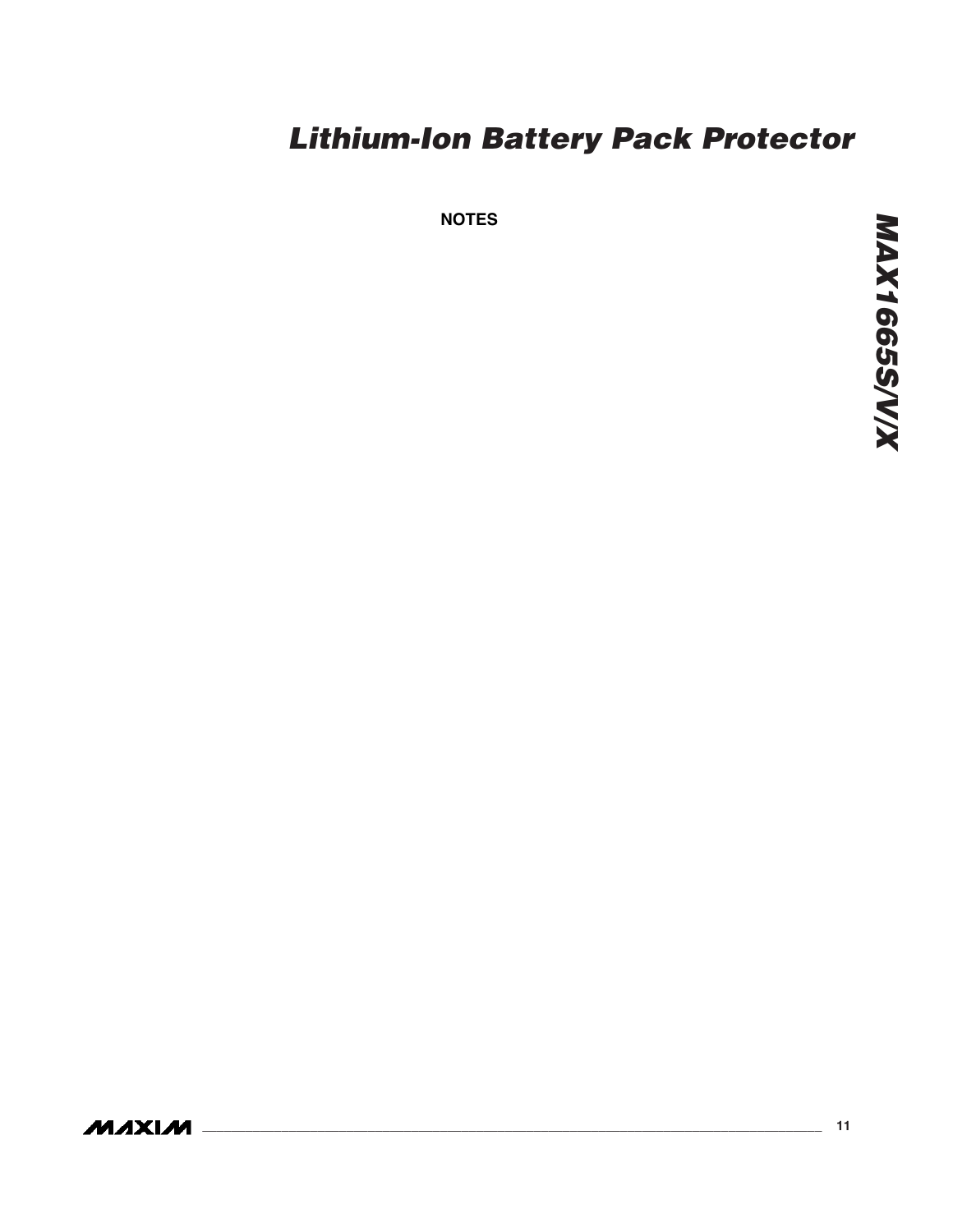**NOTES**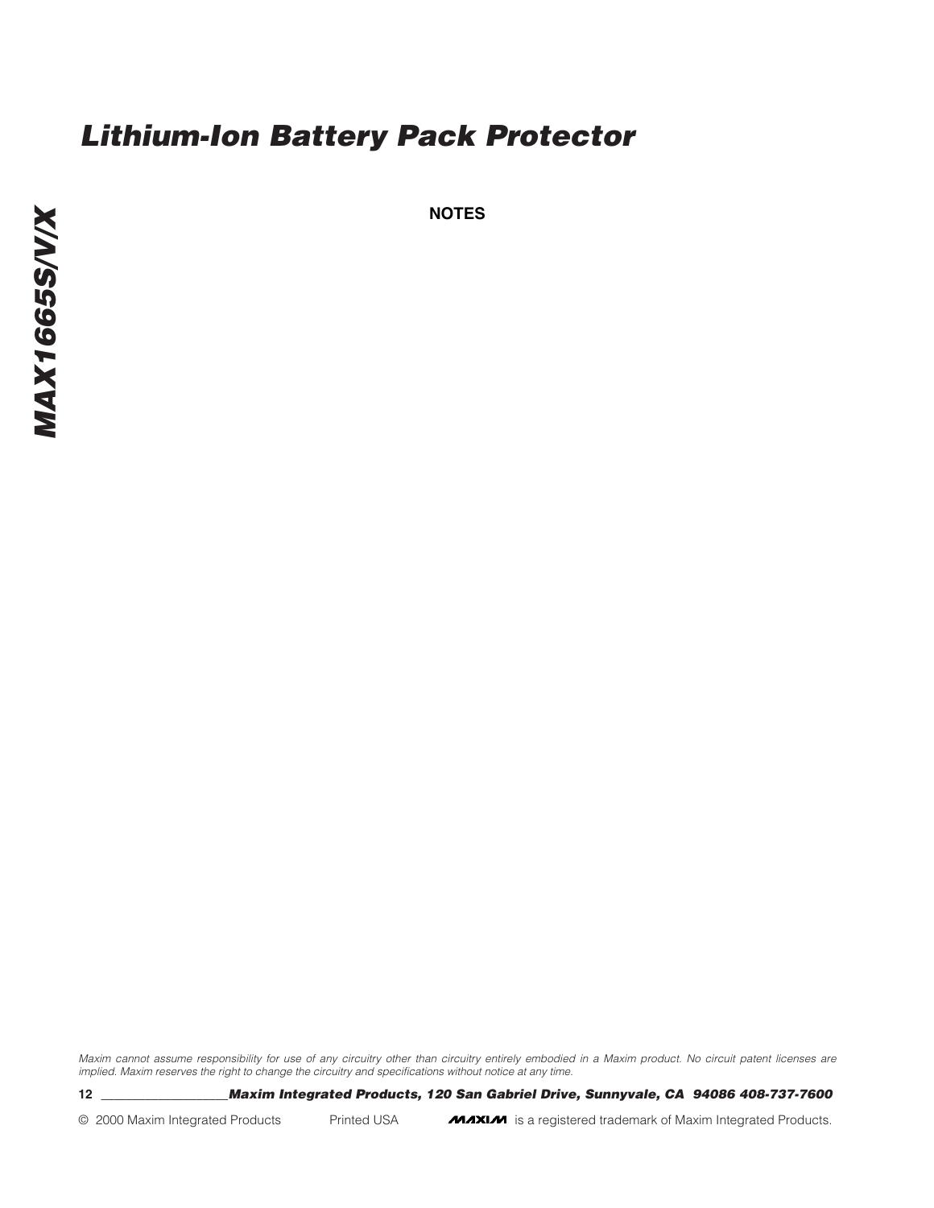## NOTES

*Maxim cannot assume responsibility for use of any circuitry other than circuitry entirely embodied in a Maxim product. No circuit patent licenses are implied. Maxim reserves the right to change the circuitry and specifications without notice at any time.*

***Maxim Integrated Products, 120 San Gabriel Drive, Sunnyvale, CA 94086 408-737-7600***

© 2000 Maxim Integrated Products Printed USA MAXIM is a registered trademark of Maxim Integrated Products.